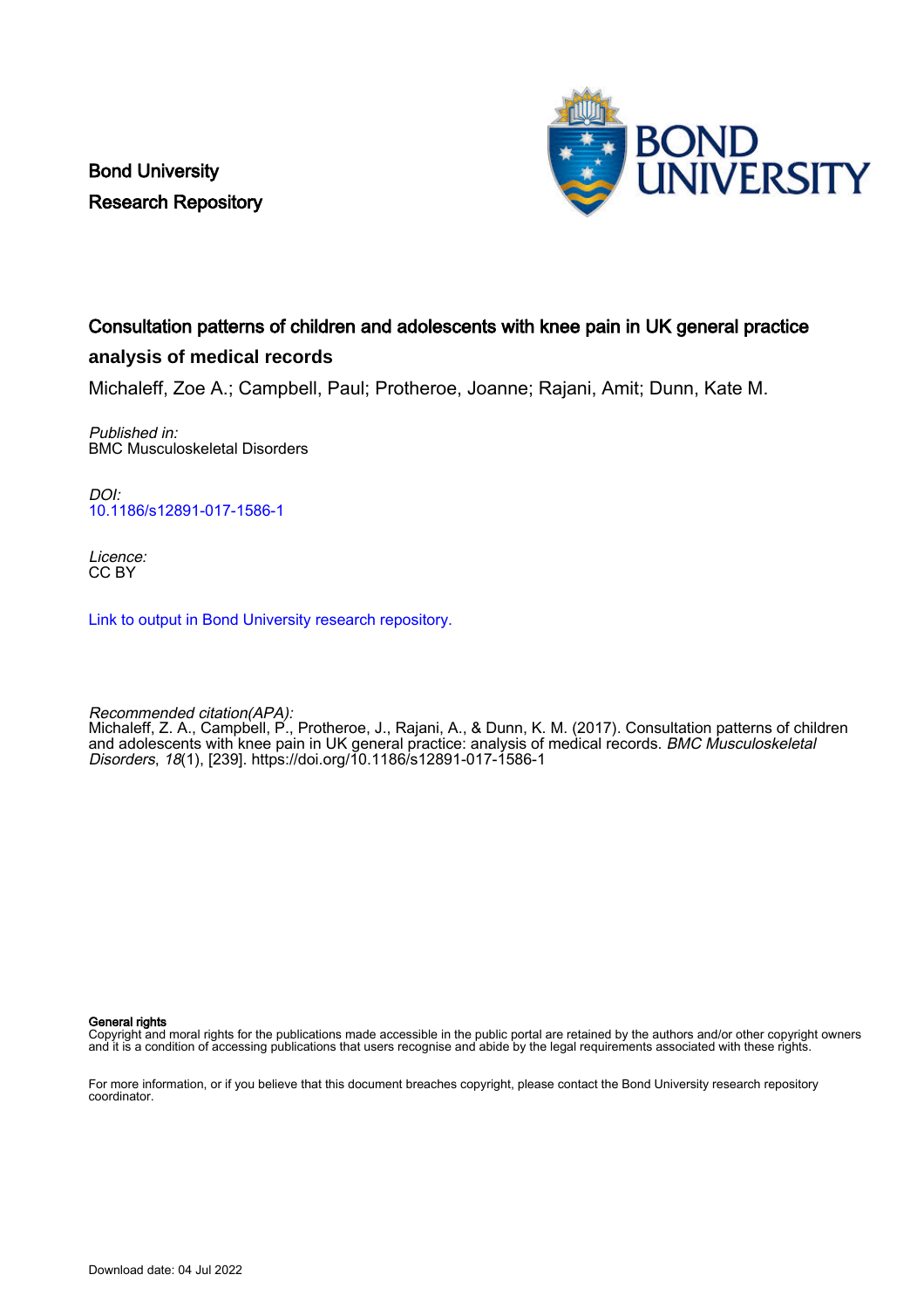Bond University
Research Repository

# Consultation patterns of children and adolescents with knee pain in UK general practice analysis of medical records

Michaleff, Zoe A.; Campbell, Paul; Protheroe, Joanne; Rajani, Amit; Dunn, Kate M.

*Published in:*
BMC Musculoskeletal Disorders

*DOI:*
10.1186/s12891-017-1586-1

*Licence:*
CC BY

Link to output in Bond University research repository.

*Recommended citation(APA):*
Michaleff, Z. A., Campbell, P., Protheroe, J., Rajani, A., & Dunn, K. M. (2017). Consultation patterns of children and adolescents with knee pain in UK general practice: analysis of medical records. *BMC Musculoskeletal Disorders*, *18*(1), [239]. https://doi.org/10.1186/s12891-017-1586-1

**General rights**
Copyright and moral rights for the publications made accessible in the public portal are retained by the authors and/or other copyright owners and it is a condition of accessing publications that users recognise and abide by the legal requirements associated with these rights.

For more information, or if you believe that this document breaches copyright, please contact the Bond University research repository coordinator.

Download date: 04 Jul 2022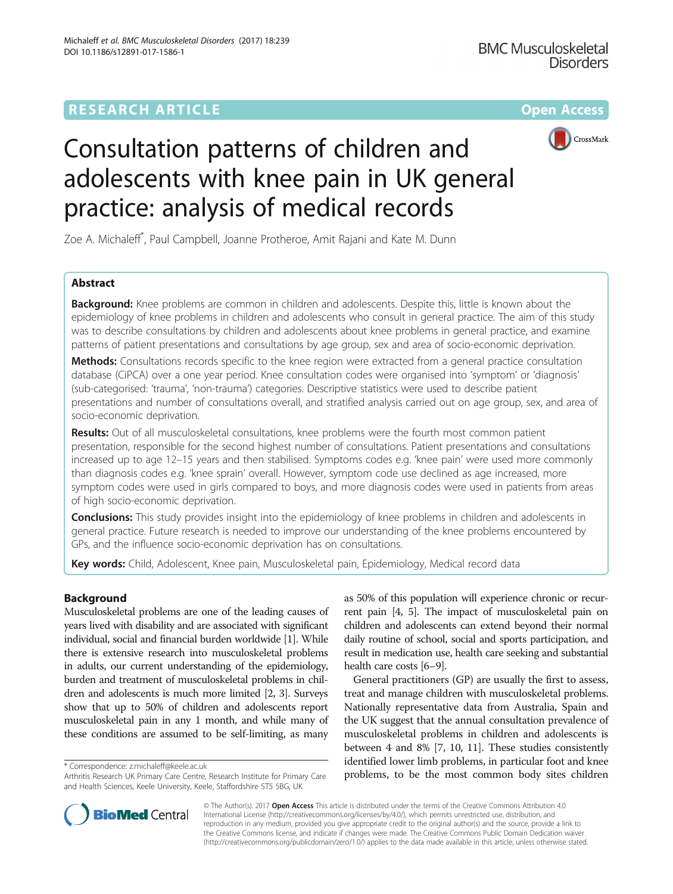# Consultation patterns of children and adolescents with knee pain in UK general practice: analysis of medical records

Zoe A. Michaleff*, Paul Campbell, Joanne Protheroe, Amit Rajani and Kate M. Dunn

## Abstract

**Background:** Knee problems are common in children and adolescents. Despite this, little is known about the epidemiology of knee problems in children and adolescents who consult in general practice. The aim of this study was to describe consultations by children and adolescents about knee problems in general practice, and examine patterns of patient presentations and consultations by age group, sex and area of socio-economic deprivation.

**Methods:** Consultations records specific to the knee region were extracted from a general practice consultation database (CiPCA) over a one year period. Knee consultation codes were organised into 'symptom' or 'diagnosis' (sub-categorised: 'trauma', 'non-trauma') categories. Descriptive statistics were used to describe patient presentations and number of consultations overall, and stratified analysis carried out on age group, sex, and area of socio-economic deprivation.

**Results:** Out of all musculoskeletal consultations, knee problems were the fourth most common patient presentation, responsible for the second highest number of consultations. Patient presentations and consultations increased up to age 12–15 years and then stabilised. Symptoms codes e.g. 'knee pain' were used more commonly than diagnosis codes e.g. 'knee sprain' overall. However, symptom code use declined as age increased, more symptom codes were used in girls compared to boys, and more diagnosis codes were used in patients from areas of high socio-economic deprivation.

**Conclusions:** This study provides insight into the epidemiology of knee problems in children and adolescents in general practice. Future research is needed to improve our understanding of the knee problems encountered by GPs, and the influence socio-economic deprivation has on consultations.

**Key words:** Child, Adolescent, Knee pain, Musculoskeletal pain, Epidemiology, Medical record data

## Background

Musculoskeletal problems are one of the leading causes of years lived with disability and are associated with significant individual, social and financial burden worldwide [1]. While there is extensive research into musculoskeletal problems in adults, our current understanding of the epidemiology, burden and treatment of musculoskeletal problems in children and adolescents is much more limited [2, 3]. Surveys show that up to 50% of children and adolescents report musculoskeletal pain in any 1 month, and while many of these conditions are assumed to be self-limiting, as many as 50% of this population will experience chronic or recurrent pain [4, 5]. The impact of musculoskeletal pain on children and adolescents can extend beyond their normal daily routine of school, social and sports participation, and result in medication use, health care seeking and substantial health care costs [6–9].

General practitioners (GP) are usually the first to assess, treat and manage children with musculoskeletal problems. Nationally representative data from Australia, Spain and the UK suggest that the annual consultation prevalence of musculoskeletal problems in children and adolescents is between 4 and 8% [7, 10, 11]. These studies consistently identified lower limb problems, in particular foot and knee problems, to be the most common body sites children

\* Correspondence: z.michaleff@keele.ac.uk
Arthritis Research UK Primary Care Centre, Research Institute for Primary Care and Health Sciences, Keele University, Keele, Staffordshire ST5 5BG, UK

© The Author(s). 2017 **Open Access** This article is distributed under the terms of the Creative Commons Attribution 4.0 International License (http://creativecommons.org/licenses/by/4.0/), which permits unrestricted use, distribution, and reproduction in any medium, provided you give appropriate credit to the original author(s) and the source, provide a link to the Creative Commons license, and indicate if changes were made. The Creative Commons Public Domain Dedication waiver (http://creativecommons.org/publicdomain/zero/1.0/) applies to the data made available in this article, unless otherwise stated.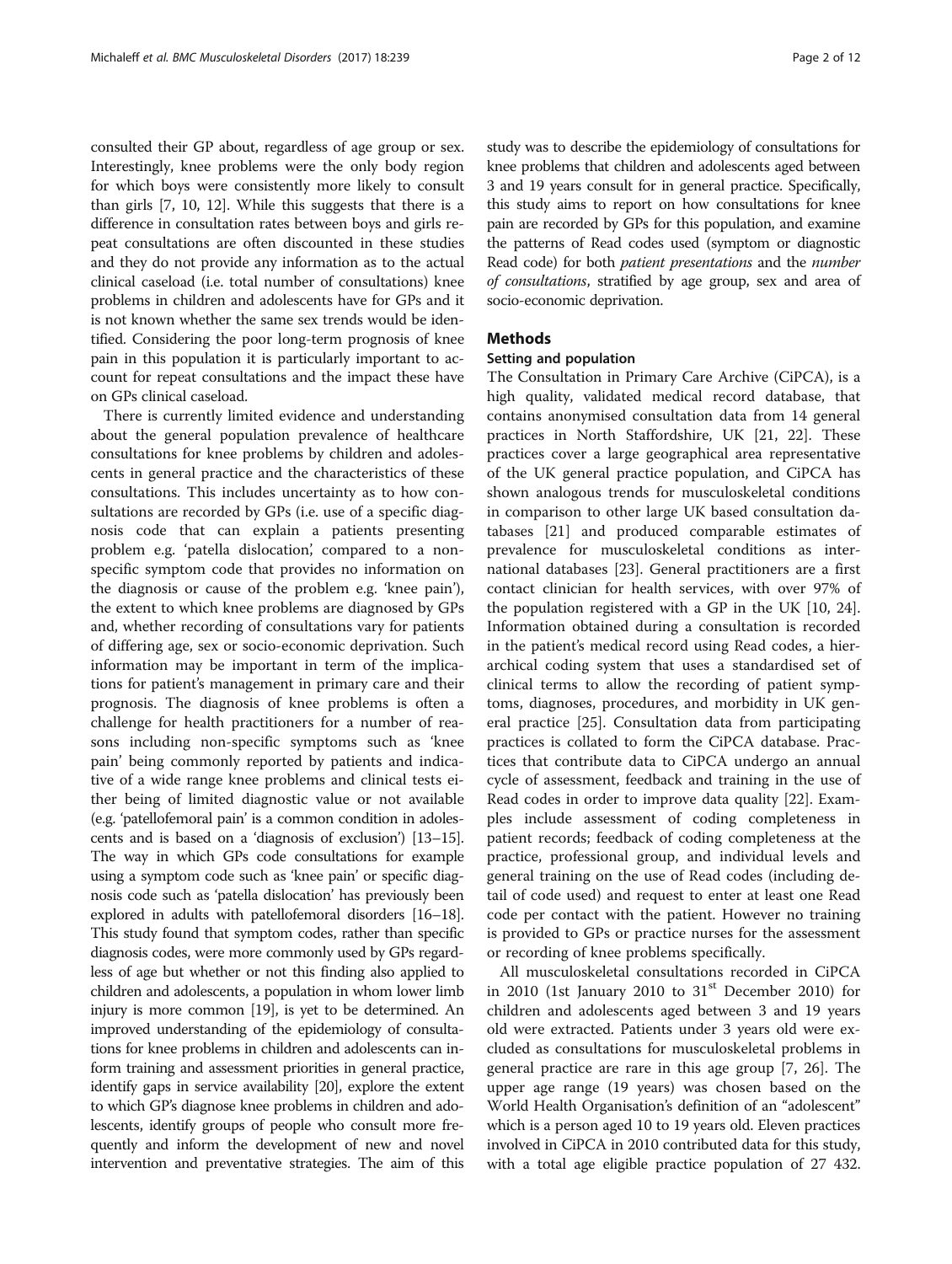consulted their GP about, regardless of age group or sex. Interestingly, knee problems were the only body region for which boys were consistently more likely to consult than girls [7, 10, 12]. While this suggests that there is a difference in consultation rates between boys and girls repeat consultations are often discounted in these studies and they do not provide any information as to the actual clinical caseload (i.e. total number of consultations) knee problems in children and adolescents have for GPs and it is not known whether the same sex trends would be identified. Considering the poor long-term prognosis of knee pain in this population it is particularly important to account for repeat consultations and the impact these have on GPs clinical caseload.

There is currently limited evidence and understanding about the general population prevalence of healthcare consultations for knee problems by children and adolescents in general practice and the characteristics of these consultations. This includes uncertainty as to how consultations are recorded by GPs (i.e. use of a specific diagnosis code that can explain a patients presenting problem e.g. 'patella dislocation', compared to a non-specific symptom code that provides no information on the diagnosis or cause of the problem e.g. 'knee pain'), the extent to which knee problems are diagnosed by GPs and, whether recording of consultations vary for patients of differing age, sex or socio-economic deprivation. Such information may be important in term of the implications for patient's management in primary care and their prognosis. The diagnosis of knee problems is often a challenge for health practitioners for a number of reasons including non-specific symptoms such as 'knee pain' being commonly reported by patients and indicative of a wide range knee problems and clinical tests either being of limited diagnostic value or not available (e.g. 'patellofemoral pain' is a common condition in adolescents and is based on a 'diagnosis of exclusion') [13–15]. The way in which GPs code consultations for example using a symptom code such as 'knee pain' or specific diagnosis code such as 'patella dislocation' has previously been explored in adults with patellofemoral disorders [16–18]. This study found that symptom codes, rather than specific diagnosis codes, were more commonly used by GPs regardless of age but whether or not this finding also applied to children and adolescents, a population in whom lower limb injury is more common [19], is yet to be determined. An improved understanding of the epidemiology of consultations for knee problems in children and adolescents can inform training and assessment priorities in general practice, identify gaps in service availability [20], explore the extent to which GP's diagnose knee problems in children and adolescents, identify groups of people who consult more frequently and inform the development of new and novel intervention and preventative strategies. The aim of this study was to describe the epidemiology of consultations for knee problems that children and adolescents aged between 3 and 19 years consult for in general practice. Specifically, this study aims to report on how consultations for knee pain are recorded by GPs for this population, and examine the patterns of Read codes used (symptom or diagnostic Read code) for both *patient presentations* and the *number of consultations*, stratified by age group, sex and area of socio-economic deprivation.

## Methods

### Setting and population

The Consultation in Primary Care Archive (CiPCA), is a high quality, validated medical record database, that contains anonymised consultation data from 14 general practices in North Staffordshire, UK [21, 22]. These practices cover a large geographical area representative of the UK general practice population, and CiPCA has shown analogous trends for musculoskeletal conditions in comparison to other large UK based consultation databases [21] and produced comparable estimates of prevalence for musculoskeletal conditions as international databases [23]. General practitioners are a first contact clinician for health services, with over 97% of the population registered with a GP in the UK [10, 24]. Information obtained during a consultation is recorded in the patient's medical record using Read codes, a hierarchical coding system that uses a standardised set of clinical terms to allow the recording of patient symptoms, diagnoses, procedures, and morbidity in UK general practice [25]. Consultation data from participating practices is collated to form the CiPCA database. Practices that contribute data to CiPCA undergo an annual cycle of assessment, feedback and training in the use of Read codes in order to improve data quality [22]. Examples include assessment of coding completeness in patient records; feedback of coding completeness at the practice, professional group, and individual levels and general training on the use of Read codes (including detail of code used) and request to enter at least one Read code per contact with the patient. However no training is provided to GPs or practice nurses for the assessment or recording of knee problems specifically.

All musculoskeletal consultations recorded in CiPCA in 2010 (1st January 2010 to 31st December 2010) for children and adolescents aged between 3 and 19 years old were extracted. Patients under 3 years old were excluded as consultations for musculoskeletal problems in general practice are rare in this age group [7, 26]. The upper age range (19 years) was chosen based on the World Health Organisation's definition of an "adolescent" which is a person aged 10 to 19 years old. Eleven practices involved in CiPCA in 2010 contributed data for this study, with a total age eligible practice population of 27 432.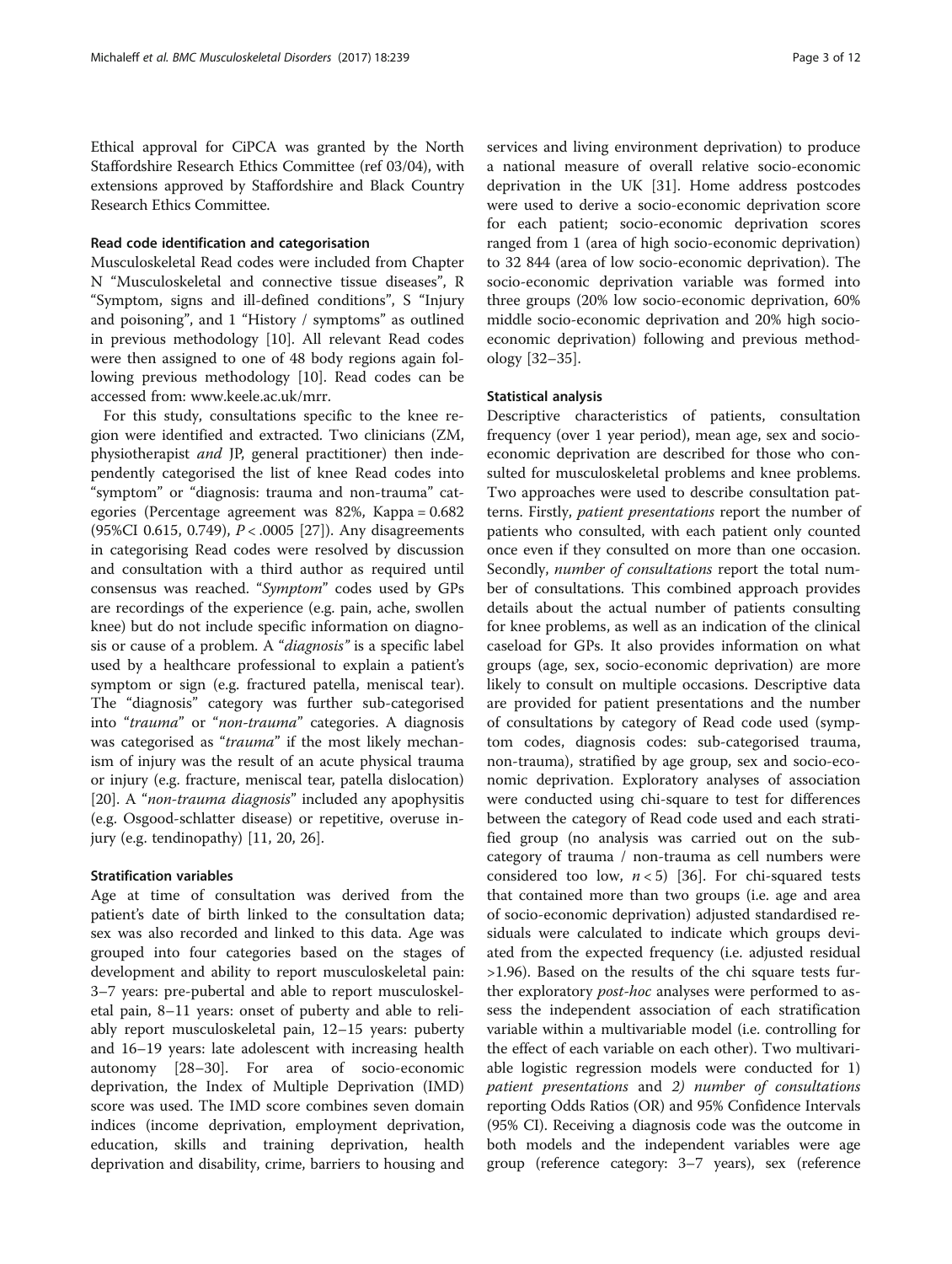Ethical approval for CiPCA was granted by the North Staffordshire Research Ethics Committee (ref 03/04), with extensions approved by Staffordshire and Black Country Research Ethics Committee.

### Read code identification and categorisation

Musculoskeletal Read codes were included from Chapter N "Musculoskeletal and connective tissue diseases", R "Symptom, signs and ill-defined conditions", S "Injury and poisoning", and 1 "History / symptoms" as outlined in previous methodology [10]. All relevant Read codes were then assigned to one of 48 body regions again following previous methodology [10]. Read codes can be accessed from: www.keele.ac.uk/mrr.

For this study, consultations specific to the knee region were identified and extracted. Two clinicians (ZM, physiotherapist *and* JP, general practitioner) then independently categorised the list of knee Read codes into "symptom" or "diagnosis: trauma and non-trauma" categories (Percentage agreement was 82%, Kappa = 0.682 (95%CI 0.615, 0.749), $P < .0005$ [27]). Any disagreements in categorising Read codes were resolved by discussion and consultation with a third author as required until consensus was reached. "*Symptom*" codes used by GPs are recordings of the experience (e.g. pain, ache, swollen knee) but do not include specific information on diagnosis or cause of a problem. A "*diagnosis"* is a specific label used by a healthcare professional to explain a patient's symptom or sign (e.g. fractured patella, meniscal tear). The "diagnosis" category was further sub-categorised into "*trauma*" or "*non-trauma*" categories. A diagnosis was categorised as "*trauma*" if the most likely mechanism of injury was the result of an acute physical trauma or injury (e.g. fracture, meniscal tear, patella dislocation) [20]. A "*non-trauma diagnosis*" included any apophysitis (e.g. Osgood-schlatter disease) or repetitive, overuse injury (e.g. tendinopathy) [11, 20, 26].

### Stratification variables

Age at time of consultation was derived from the patient's date of birth linked to the consultation data; sex was also recorded and linked to this data. Age was grouped into four categories based on the stages of development and ability to report musculoskeletal pain: 3–7 years: pre-pubertal and able to report musculoskeletal pain, 8–11 years: onset of puberty and able to reliably report musculoskeletal pain, 12–15 years: puberty and 16–19 years: late adolescent with increasing health autonomy [28–30]. For area of socio-economic deprivation, the Index of Multiple Deprivation (IMD) score was used. The IMD score combines seven domain indices (income deprivation, employment deprivation, education, skills and training deprivation, health deprivation and disability, crime, barriers to housing and services and living environment deprivation) to produce a national measure of overall relative socio-economic deprivation in the UK [31]. Home address postcodes were used to derive a socio-economic deprivation score for each patient; socio-economic deprivation scores ranged from 1 (area of high socio-economic deprivation) to 32 844 (area of low socio-economic deprivation). The socio-economic deprivation variable was formed into three groups (20% low socio-economic deprivation, 60% middle socio-economic deprivation and 20% high socio-economic deprivation) following and previous methodology [32–35].

### Statistical analysis

Descriptive characteristics of patients, consultation frequency (over 1 year period), mean age, sex and socio-economic deprivation are described for those who consulted for musculoskeletal problems and knee problems. Two approaches were used to describe consultation patterns. Firstly, *patient presentations* report the number of patients who consulted, with each patient only counted once even if they consulted on more than one occasion. Secondly, *number of consultations* report the total number of consultations. This combined approach provides details about the actual number of patients consulting for knee problems, as well as an indication of the clinical caseload for GPs. It also provides information on what groups (age, sex, socio-economic deprivation) are more likely to consult on multiple occasions. Descriptive data are provided for patient presentations and the number of consultations by category of Read code used (symptom codes, diagnosis codes: sub-categorised trauma, non-trauma), stratified by age group, sex and socio-economic deprivation. Exploratory analyses of association were conducted using chi-square to test for differences between the category of Read code used and each stratified group (no analysis was carried out on the sub-category of trauma / non-trauma as cell numbers were considered too low, $n < 5$) [36]. For chi-squared tests that contained more than two groups (i.e. age and area of socio-economic deprivation) adjusted standardised residuals were calculated to indicate which groups deviated from the expected frequency (i.e. adjusted residual >1.96). Based on the results of the chi square tests further exploratory *post-hoc* analyses were performed to assess the independent association of each stratification variable within a multivariable model (i.e. controlling for the effect of each variable on each other). Two multivariable logistic regression models were conducted for 1) *patient presentations* and *2) number of consultations* reporting Odds Ratios (OR) and 95% Confidence Intervals (95% CI). Receiving a diagnosis code was the outcome in both models and the independent variables were age group (reference category: 3–7 years), sex (reference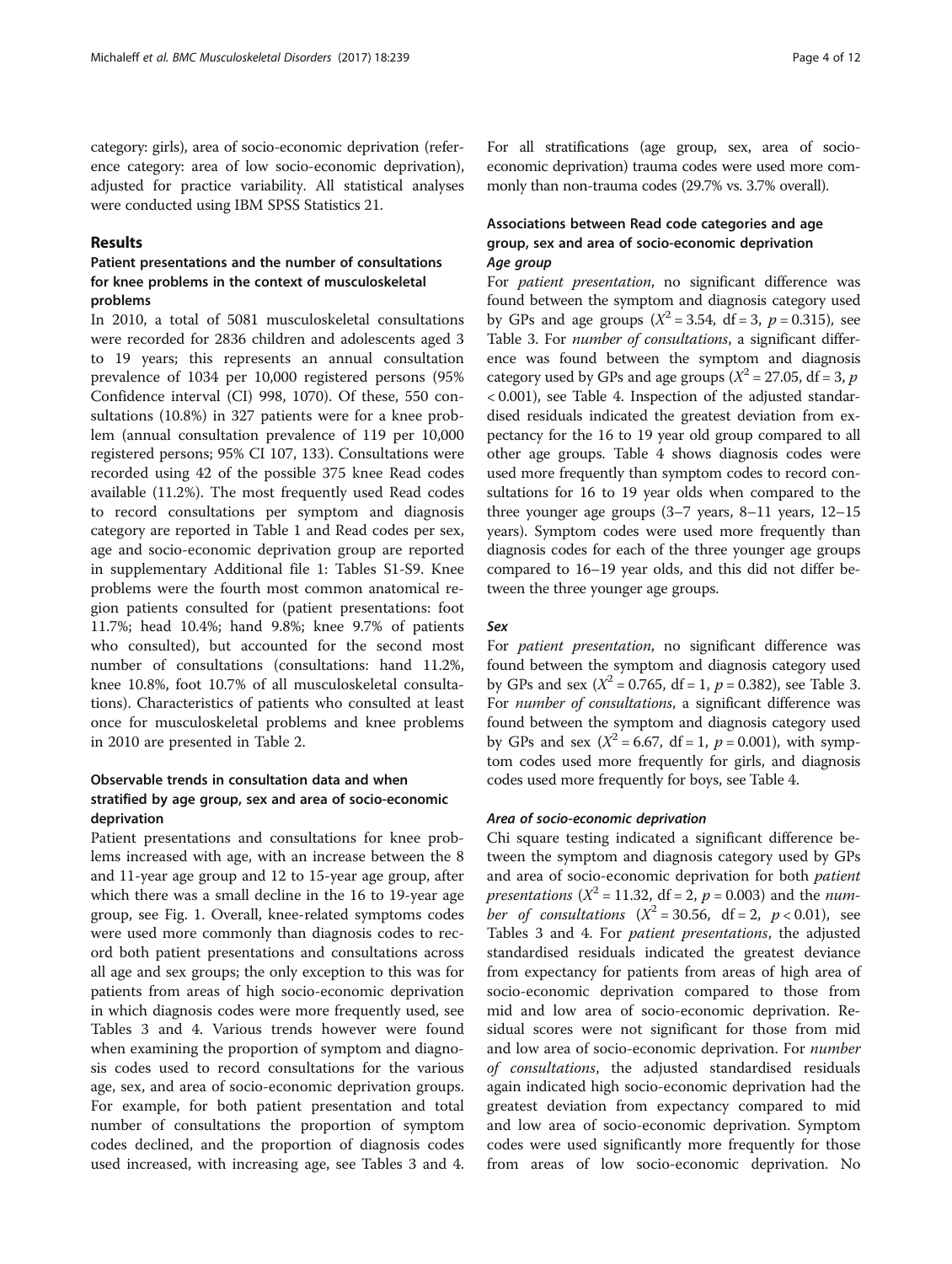category: girls), area of socio-economic deprivation (reference category: area of low socio-economic deprivation), adjusted for practice variability. All statistical analyses were conducted using IBM SPSS Statistics 21.

## Results

### Patient presentations and the number of consultations for knee problems in the context of musculoskeletal problems

In 2010, a total of 5081 musculoskeletal consultations were recorded for 2836 children and adolescents aged 3 to 19 years; this represents an annual consultation prevalence of 1034 per 10,000 registered persons (95% Confidence interval (CI) 998, 1070). Of these, 550 consultations (10.8%) in 327 patients were for a knee problem (annual consultation prevalence of 119 per 10,000 registered persons; 95% CI 107, 133). Consultations were recorded using 42 of the possible 375 knee Read codes available (11.2%). The most frequently used Read codes to record consultations per symptom and diagnosis category are reported in Table 1 and Read codes per sex, age and socio-economic deprivation group are reported in supplementary Additional file 1: Tables S1-S9. Knee problems were the fourth most common anatomical region patients consulted for (patient presentations: foot 11.7%; head 10.4%; hand 9.8%; knee 9.7% of patients who consulted), but accounted for the second most number of consultations (consultations: hand 11.2%, knee 10.8%, foot 10.7% of all musculoskeletal consultations). Characteristics of patients who consulted at least once for musculoskeletal problems and knee problems in 2010 are presented in Table 2.

### Observable trends in consultation data and when stratified by age group, sex and area of socio-economic deprivation

Patient presentations and consultations for knee problems increased with age, with an increase between the 8 and 11-year age group and 12 to 15-year age group, after which there was a small decline in the 16 to 19-year age group, see Fig. 1. Overall, knee-related symptoms codes were used more commonly than diagnosis codes to record both patient presentations and consultations across all age and sex groups; the only exception to this was for patients from areas of high socio-economic deprivation in which diagnosis codes were more frequently used, see Tables 3 and 4. Various trends however were found when examining the proportion of symptom and diagnosis codes used to record consultations for the various age, sex, and area of socio-economic deprivation groups. For example, for both patient presentation and total number of consultations the proportion of symptom codes declined, and the proportion of diagnosis codes used increased, with increasing age, see Tables 3 and 4. For all stratifications (age group, sex, area of socio-economic deprivation) trauma codes were used more commonly than non-trauma codes (29.7% vs. 3.7% overall).

### Associations between Read code categories and age group, sex and area of socio-economic deprivation

#### *Age group*

For *patient presentation*, no significant difference was found between the symptom and diagnosis category used by GPs and age groups ($X^2 = 3.54$, df = 3, $p = 0.315$), see Table 3. For *number of consultations*, a significant difference was found between the symptom and diagnosis category used by GPs and age groups ($X^2 = 27.05$, df = 3, $p < 0.001$), see Table 4. Inspection of the adjusted standardised residuals indicated the greatest deviation from expectancy for the 16 to 19 year old group compared to all other age groups. Table 4 shows diagnosis codes were used more frequently than symptom codes to record consultations for 16 to 19 year olds when compared to the three younger age groups (3–7 years, 8–11 years, 12–15 years). Symptom codes were used more frequently than diagnosis codes for each of the three younger age groups compared to 16–19 year olds, and this did not differ between the three younger age groups.

#### *Sex*

For *patient presentation*, no significant difference was found between the symptom and diagnosis category used by GPs and sex ($X^2 = 0.765$, df = 1, $p = 0.382$), see Table 3. For *number of consultations*, a significant difference was found between the symptom and diagnosis category used by GPs and sex ($X^2 = 6.67$, df = 1, $p = 0.001$), with symptom codes used more frequently for girls, and diagnosis codes used more frequently for boys, see Table 4.

#### *Area of socio-economic deprivation*

Chi square testing indicated a significant difference between the symptom and diagnosis category used by GPs and area of socio-economic deprivation for both *patient presentations* ($X^2 = 11.32$, df = 2, $p = 0.003$) and the *number of consultations* ($X^2 = 30.56$, df = 2, $p < 0.01$), see Tables 3 and 4. For *patient presentations*, the adjusted standardised residuals indicated the greatest deviance from expectancy for patients from areas of high area of socio-economic deprivation compared to those from mid and low area of socio-economic deprivation. Residual scores were not significant for those from mid and low area of socio-economic deprivation. For *number of consultations*, the adjusted standardised residuals again indicated high socio-economic deprivation had the greatest deviation from expectancy compared to mid and low area of socio-economic deprivation. Symptom codes were used significantly more frequently for those from areas of low socio-economic deprivation. No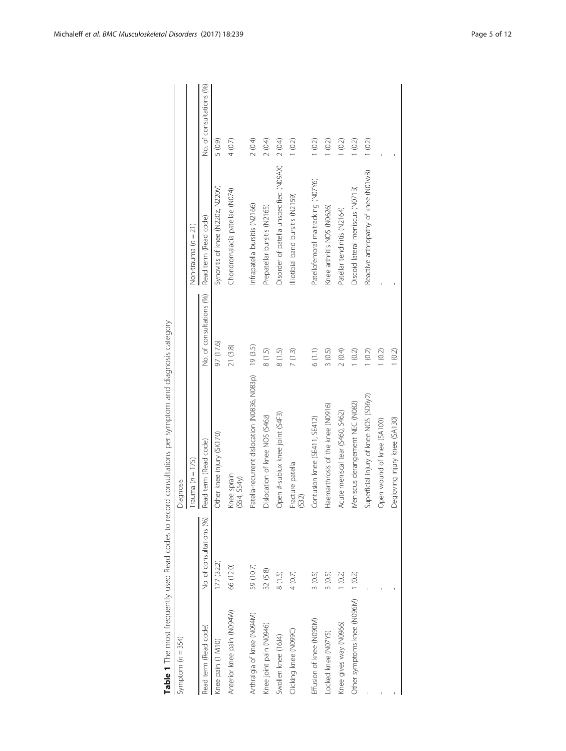**Table 1** The most frequently used Read codes to record consultations per symptom and diagnosis category

| Symptom ($n = 354$) | | Diagnosis | | | |
|---|---|---|---|---|---|
| | | Trauma ($n = 175$) | | Non-trauma ($n = 21$) | |
| Read term (Read code) | No. of consultations (%) | Read term (Read code) | No. of consultations (%) | Read term (Read code) | No. of consultations (%) |
| Knee pain (1 M10) | 177 (32.2) | Other knee injury (SK170) | 97 (17.6) | Synovitis of knee (N220z, N220V) | 5 (0.9) |
| Anterior knee pain (N094W) | 66 (12.0) | Knee sprain (S54, S54y) | 21 (3.8) | Chondromalacia patellae (N074) | 4 (0.7) |
| Arthralgia of knee (N094M) | 59 (10.7) | Patella-recurrent dislocation (N0836, N083p) | 19 (3.5) | Infrapatella bursitis (N2166) | 2 (0.4) |
| Knee joint pain (N0946) | 32 (5.8) | Dislocation of knee NOS (S46z) | 8 (1.5) | Prepatellar bursitis (N2165) | 2 (0.4) |
| Swollen knee (16J4) | 8 (1.5) | Open #-sublux knee joint (S4F3) | 8 (1.5) | Disorder of patella unspecified (N09AX) | 2 (0.4) |
| Clicking knee (N099C) | 4 (0.7) | Fracture patella (S32) | 7 (1.3) | Illiotibial band bursitis (N2159) | 1 (0.2) |
| Effusion of knee (N090M) | 3 (0.5) | Contusion knee (SE411, SE412) | 6 (1.1) | Patellofemoral maltracking (N07Y6) | 1 (0.2) |
| Locked knee (N07Y5) | 3 (0.5) | Haemarthrosis of the knee (N0916) | 3 (0.5) | Knee arthritis NOS (N0626) | 1 (0.2) |
| Knee gives way (N0966) | 1 (0.2) | Acute meniscal tear (S460, S462) | 2 (0.4) | Patellar tendinitis (N2164) | 1 (0.2) |
| Other symptoms knee (N096M) | 1 (0.2) | Meniscus derangement NEC (N082) | 1 (0.2) | Discoid lateral meniscus (N071B) | 1 (0.2) |
| - | - | Superficial injury of knee NOS (SD6y2) | 1 (0.2) | Reactive arthropathy of knee (N01wB) | 1 (0.2) |
| - | - | Open wound of knee (SA100) | 1 (0.2) | - | - |
| - | - | Degloving injury knee (SA130) | 1 (0.2) | - | - |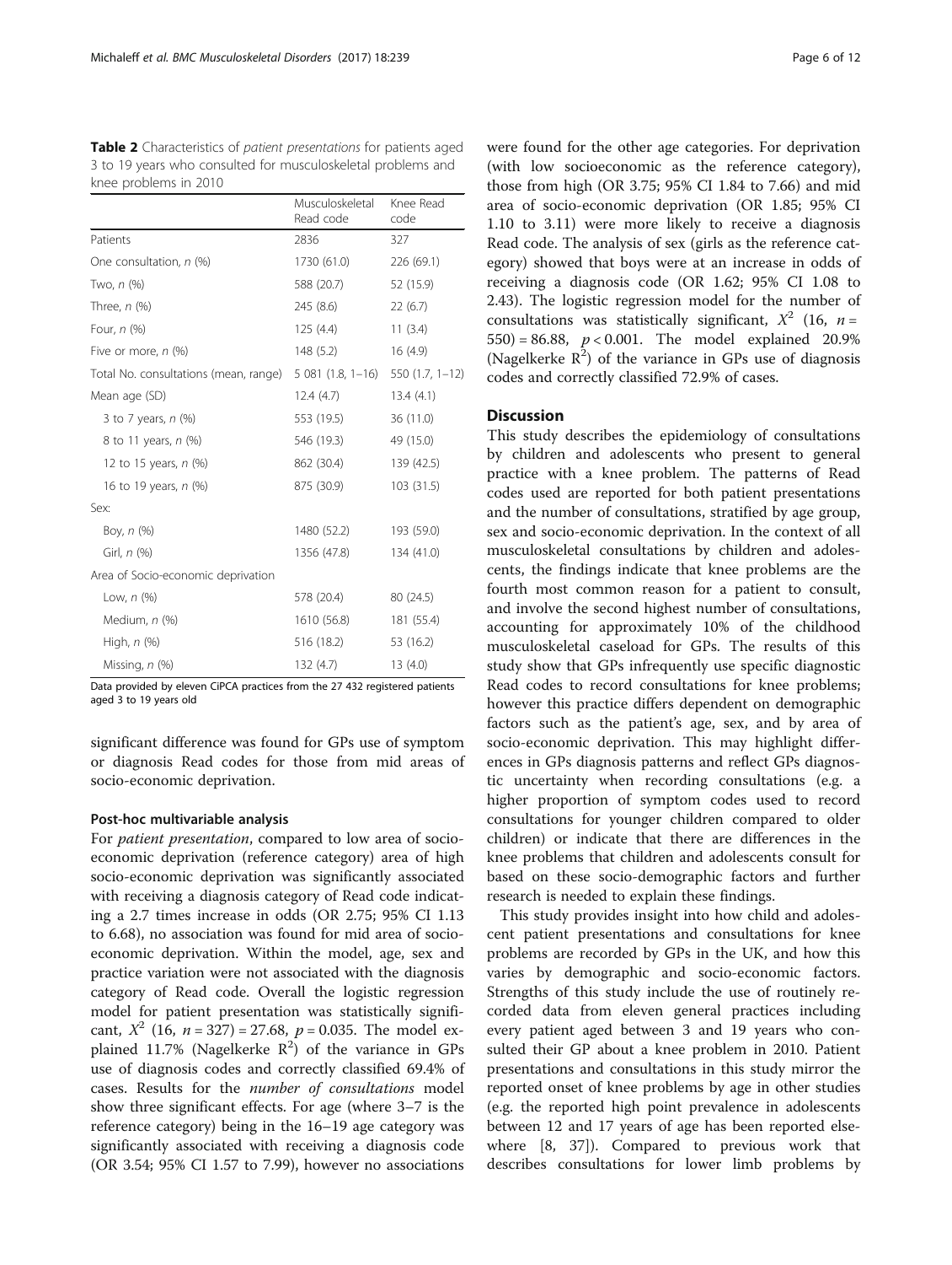**Table 2** Characteristics of *patient presentations* for patients aged 3 to 19 years who consulted for musculoskeletal problems and knee problems in 2010

| | Musculoskeletal Read code | Knee Read code |
|---|---|---|
| Patients | 2836 | 327 |
| One consultation, *n* (%) | 1730 (61.0) | 226 (69.1) |
| Two, *n* (%) | 588 (20.7) | 52 (15.9) |
| Three, *n* (%) | 245 (8.6) | 22 (6.7) |
| Four, *n* (%) | 125 (4.4) | 11 (3.4) |
| Five or more, *n* (%) | 148 (5.2) | 16 (4.9) |
| Total No. consultations (mean, range) | 5 081 (1.8, 1–16) | 550 (1.7, 1–12) |
| Mean age (SD) | 12.4 (4.7) | 13.4 (4.1) |
| 3 to 7 years, *n* (%) | 553 (19.5) | 36 (11.0) |
| 8 to 11 years, *n* (%) | 546 (19.3) | 49 (15.0) |
| 12 to 15 years, *n* (%) | 862 (30.4) | 139 (42.5) |
| 16 to 19 years, *n* (%) | 875 (30.9) | 103 (31.5) |
| Sex: | | |
| Boy, *n* (%) | 1480 (52.2) | 193 (59.0) |
| Girl, *n* (%) | 1356 (47.8) | 134 (41.0) |
| Area of Socio-economic deprivation | | |
| Low, *n* (%) | 578 (20.4) | 80 (24.5) |
| Medium, *n* (%) | 1610 (56.8) | 181 (55.4) |
| High, *n* (%) | 516 (18.2) | 53 (16.2) |
| Missing, *n* (%) | 132 (4.7) | 13 (4.0) |

Data provided by eleven CiPCA practices from the 27 432 registered patients aged 3 to 19 years old

significant difference was found for GPs use of symptom or diagnosis Read codes for those from mid areas of socio-economic deprivation.

### Post-hoc multivariable analysis

For *patient presentation*, compared to low area of socio-economic deprivation (reference category) area of high socio-economic deprivation was significantly associated with receiving a diagnosis category of Read code indicating a 2.7 times increase in odds (OR 2.75; 95% CI 1.13 to 6.68), no association was found for mid area of socio-economic deprivation. Within the model, age, sex and practice variation were not associated with the diagnosis category of Read code. Overall the logistic regression model for patient presentation was statistically significant, $X^2$ (16, $n = 327$) = 27.68, $p = 0.035$. The model explained 11.7% (Nagelkerke $R^2$) of the variance in GPs use of diagnosis codes and correctly classified 69.4% of cases. Results for the *number of consultations* model show three significant effects. For age (where 3–7 is the reference category) being in the 16–19 age category was significantly associated with receiving a diagnosis code (OR 3.54; 95% CI 1.57 to 7.99), however no associations were found for the other age categories. For deprivation (with low socioeconomic as the reference category), those from high (OR 3.75; 95% CI 1.84 to 7.66) and mid area of socio-economic deprivation (OR 1.85; 95% CI 1.10 to 3.11) were more likely to receive a diagnosis Read code. The analysis of sex (girls as the reference category) showed that boys were at an increase in odds of receiving a diagnosis code (OR 1.62; 95% CI 1.08 to 2.43). The logistic regression model for the number of consultations was statistically significant, $X^2$ (16, $n = 550$) = 86.88, $p < 0.001$. The model explained 20.9% (Nagelkerke $R^2$) of the variance in GPs use of diagnosis codes and correctly classified 72.9% of cases.

## Discussion

This study describes the epidemiology of consultations by children and adolescents who present to general practice with a knee problem. The patterns of Read codes used are reported for both patient presentations and the number of consultations, stratified by age group, sex and socio-economic deprivation. In the context of all musculoskeletal consultations by children and adolescents, the findings indicate that knee problems are the fourth most common reason for a patient to consult, and involve the second highest number of consultations, accounting for approximately 10% of the childhood musculoskeletal caseload for GPs. The results of this study show that GPs infrequently use specific diagnostic Read codes to record consultations for knee problems; however this practice differs dependent on demographic factors such as the patient's age, sex, and by area of socio-economic deprivation. This may highlight differences in GPs diagnosis patterns and reflect GPs diagnostic uncertainty when recording consultations (e.g. a higher proportion of symptom codes used to record consultations for younger children compared to older children) or indicate that there are differences in the knee problems that children and adolescents consult for based on these socio-demographic factors and further research is needed to explain these findings.

This study provides insight into how child and adolescent patient presentations and consultations for knee problems are recorded by GPs in the UK, and how this varies by demographic and socio-economic factors. Strengths of this study include the use of routinely recorded data from eleven general practices including every patient aged between 3 and 19 years who consulted their GP about a knee problem in 2010. Patient presentations and consultations in this study mirror the reported onset of knee problems by age in other studies (e.g. the reported high point prevalence in adolescents between 12 and 17 years of age has been reported elsewhere [8, 37]). Compared to previous work that describes consultations for lower limb problems by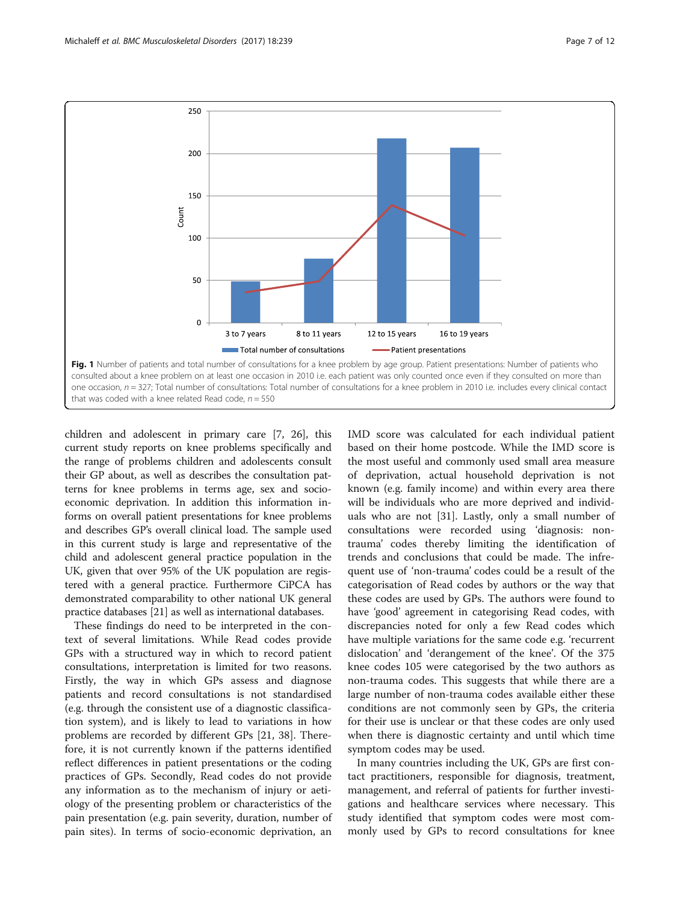250

200

150

100

50

0

Count

3 to 7 years

8 to 11 years

12 to 15 years

16 to 19 years

Total number of consultations

Patient presentations

**Fig. 1** Number of patients and total number of consultations for a knee problem by age group. Patient presentations: Number of patients who consulted about a knee problem on at least one occasion in 2010 i.e. each patient was only counted once even if they consulted on more than one occasion, *n* = 327; Total number of consultations: Total number of consultations for a knee problem in 2010 i.e. includes every clinical contact that was coded with a knee related Read code, *n* = 550

children and adolescent in primary care [7, 26], this current study reports on knee problems specifically and the range of problems children and adolescents consult their GP about, as well as describes the consultation patterns for knee problems in terms age, sex and socio-economic deprivation. In addition this information informs on overall patient presentations for knee problems and describes GP's overall clinical load. The sample used in this current study is large and representative of the child and adolescent general practice population in the UK, given that over 95% of the UK population are registered with a general practice. Furthermore CiPCA has demonstrated comparability to other national UK general practice databases [21] as well as international databases.

These findings do need to be interpreted in the context of several limitations. While Read codes provide GPs with a structured way in which to record patient consultations, interpretation is limited for two reasons. Firstly, the way in which GPs assess and diagnose patients and record consultations is not standardised (e.g. through the consistent use of a diagnostic classification system), and is likely to lead to variations in how problems are recorded by different GPs [21, 38]. Therefore, it is not currently known if the patterns identified reflect differences in patient presentations or the coding practices of GPs. Secondly, Read codes do not provide any information as to the mechanism of injury or aetiology of the presenting problem or characteristics of the pain presentation (e.g. pain severity, duration, number of pain sites). In terms of socio-economic deprivation, an IMD score was calculated for each individual patient based on their home postcode. While the IMD score is the most useful and commonly used small area measure of deprivation, actual household deprivation is not known (e.g. family income) and within every area there will be individuals who are more deprived and individuals who are not [31]. Lastly, only a small number of consultations were recorded using 'diagnosis: non-trauma' codes thereby limiting the identification of trends and conclusions that could be made. The infrequent use of 'non-trauma' codes could be a result of the categorisation of Read codes by authors or the way that these codes are used by GPs. The authors were found to have 'good' agreement in categorising Read codes, with discrepancies noted for only a few Read codes which have multiple variations for the same code e.g. 'recurrent dislocation' and 'derangement of the knee'. Of the 375 knee codes 105 were categorised by the two authors as non-trauma codes. This suggests that while there are a large number of non-trauma codes available either these conditions are not commonly seen by GPs, the criteria for their use is unclear or that these codes are only used when there is diagnostic certainty and until which time symptom codes may be used.

In many countries including the UK, GPs are first contact practitioners, responsible for diagnosis, treatment, management, and referral of patients for further investigations and healthcare services where necessary. This study identified that symptom codes were most commonly used by GPs to record consultations for knee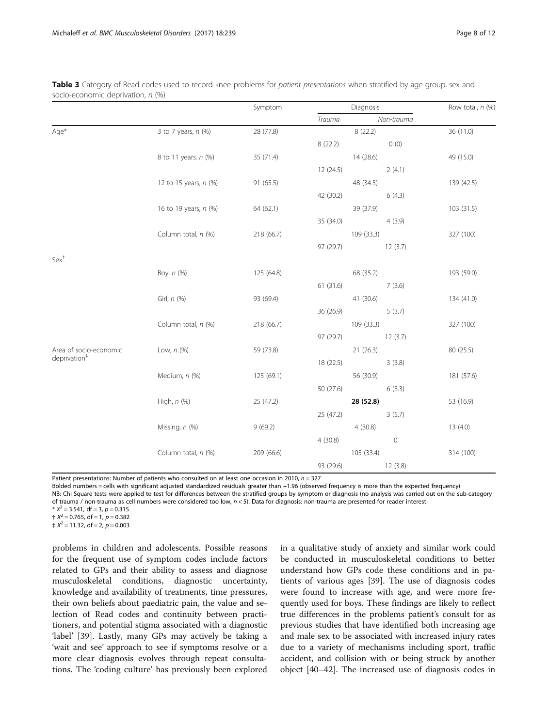**Table 3** Category of Read codes used to record knee problems for *patient presentations* when stratified by age group, sex and socio-economic deprivation, *n* (%)

| | | Symptom | Diagnosis | | | Row total, *n* (%) |
|---|---|---|---|---|---|---|
| | | | | *Trauma* | *Non-trauma* | |
| Age* | 3 to 7 years, *n* (%) | 28 (77.8) | 8 (22.2) | 8 (22.2) | 0 (0) | 36 (11.0) |
| | 8 to 11 years, *n* (%) | 35 (71.4) | 14 (28.6) | 12 (24.5) | 2 (4.1) | 49 (15.0) |
| | 12 to 15 years, *n* (%) | 91 (65.5) | 48 (34.5) | 42 (30.2) | 6 (4.3) | 139 (42.5) |
| | 16 to 19 years, *n* (%) | 64 (62.1) | 39 (37.9) | 35 (34.0) | 4 (3.9) | 103 (31.5) |
| | Column total, *n* (%) | 218 (66.7) | 109 (33.3) | 97 (29.7) | 12 (3.7) | 327 (100) |
| Sex[†] | | | | | | |
| | Boy, *n* (%) | 125 (64.8) | 68 (35.2) | 61 (31.6) | 7 (3.6) | 193 (59.0) |
| | Girl, *n* (%) | 93 (69.4) | 41 (30.6) | 36 (26.9) | 5 (3.7) | 134 (41.0) |
| | Column total, *n* (%) | 218 (66.7) | 109 (33.3) | 97 (29.7) | 12 (3.7) | 327 (100) |
| Area of socio-economic deprivation[‡] | Low, *n* (%) | 59 (73.8) | 21 (26.3) | 18 (22.5) | 3 (3.8) | 80 (25.5) |
| | Medium, *n* (%) | 125 (69.1) | 56 (30.9) | 50 (27.6) | 6 (3.3) | 181 (57.6) |
| | High, *n* (%) | 25 (47.2) | **28 (52.8)** | 25 (47.2) | 3 (5.7) | 53 (16.9) |
| | Missing, *n* (%) | 9 (69.2) | 4 (30.8) | 4 (30.8) | 0 | 13 (4.0) |
| | Column total, *n* (%) | 209 (66.6) | 105 (33.4) | 93 (29.6) | 12 (3.8) | 314 (100) |

Patient presentations: Number of patients who consulted on at least one occasion in 2010, $n = 327$
Bolded numbers = cells with significant adjusted standardized residuals greater than +1.96 (observed frequency is more than the expected frequency)
NB: Chi Square tests were applied to test for differences between the stratified groups by symptom or diagnosis (no analysis was carried out on the sub-category of trauma / non-trauma as cell numbers were considered too low, $n < 5$). Data for diagnosis: non-trauma are presented for reader interest
* $X^2 = 3.541$, df = 3, $p = 0.315$
† $X^2 = 0.765$, df = 1, $p = 0.382$
‡ $X^2 = 11.32$, df = 2, $p = 0.003$

problems in children and adolescents. Possible reasons for the frequent use of symptom codes include factors related to GPs and their ability to assess and diagnose musculoskeletal conditions, diagnostic uncertainty, knowledge and availability of treatments, time pressures, their own beliefs about paediatric pain, the value and selection of Read codes and continuity between practitioners, and potential stigma associated with a diagnostic 'label' [39]. Lastly, many GPs may actively be taking a 'wait and see' approach to see if symptoms resolve or a more clear diagnosis evolves through repeat consultations. The 'coding culture' has previously been explored in a qualitative study of anxiety and similar work could be conducted in musculoskeletal conditions to better understand how GPs code these conditions and in patients of various ages [39]. The use of diagnosis codes were found to increase with age, and were more frequently used for boys. These findings are likely to reflect true differences in the problems patient's consult for as previous studies that have identified both increasing age and male sex to be associated with increased injury rates due to a variety of mechanisms including sport, traffic accident, and collision with or being struck by another object [40–42]. The increased use of diagnosis codes in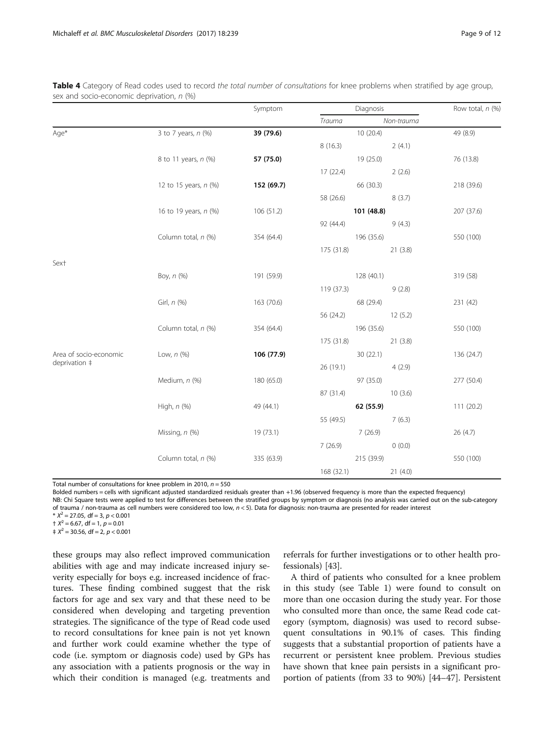**Table 4** Category of Read codes used to record *the total number of consultations* for knee problems when stratified by age group, sex and socio-economic deprivation, *n* (%)

| | | Symptom | Diagnosis | | Row total, *n* (%) |
|---|---|---|---|---|---|
| | | | *Trauma* | *Non-trauma* | |
| Age* | 3 to 7 years, *n* (%) | **39 (79.6)** | 10 (20.4) | | 49 (8.9) |
| | | | 8 (16.3) | 2 (4.1) | |
| | 8 to 11 years, *n* (%) | **57 (75.0)** | 19 (25.0) | | 76 (13.8) |
| | | | 17 (22.4) | 2 (2.6) | |
| | 12 to 15 years, *n* (%) | **152 (69.7)** | 66 (30.3) | | 218 (39.6) |
| | | | 58 (26.6) | 8 (3.7) | |
| | 16 to 19 years, *n* (%) | 106 (51.2) | **101 (48.8)** | | 207 (37.6) |
| | | | 92 (44.4) | 9 (4.3) | |
| | Column total, *n* (%) | 354 (64.4) | 196 (35.6) | | 550 (100) |
| | | | 175 (31.8) | 21 (3.8) | |
| Sex† | | | | | |
| | Boy, *n* (%) | 191 (59.9) | 128 (40.1) | | 319 (58) |
| | | | 119 (37.3) | 9 (2.8) | |
| | Girl, *n* (%) | 163 (70.6) | 68 (29.4) | | 231 (42) |
| | | | 56 (24.2) | 12 (5.2) | |
| | Column total, *n* (%) | 354 (64.4) | 196 (35.6) | | 550 (100) |
| | | | 175 (31.8) | 21 (3.8) | |
| Area of socio-economic deprivation ‡ | Low, *n* (%) | **106 (77.9)** | 30 (22.1) | | 136 (24.7) |
| | | | 26 (19.1) | 4 (2.9) | |
| | Medium, *n* (%) | 180 (65.0) | 97 (35.0) | | 277 (50.4) |
| | | | 87 (31.4) | 10 (3.6) | |
| | High, *n* (%) | 49 (44.1) | **62 (55.9)** | | 111 (20.2) |
| | | | 55 (49.5) | 7 (6.3) | |
| | Missing, *n* (%) | 19 (73.1) | 7 (26.9) | | 26 (4.7) |
| | | | 7 (26.9) | 0 (0.0) | |
| | Column total, *n* (%) | 335 (63.9) | 215 (39.9) | | 550 (100) |
| | | | 168 (32.1) | 21 (4.0) | |

Total number of consultations for knee problem in 2010, $n = 550$

Bolded numbers = cells with significant adjusted standardized residuals greater than +1.96 (observed frequency is more than the expected frequency)

NB: Chi Square tests were applied to test for differences between the stratified groups by symptom or diagnosis (no analysis was carried out on the sub-category of trauma / non-trauma as cell numbers were considered too low, $n < 5$). Data for diagnosis: non-trauma are presented for reader interest

\* $X^2 = 27.05$, df = 3, $p < 0.001$

† $X^2 = 6.67$, df = 1, $p = 0.01$

‡ $X^2 = 30.56$, df = 2, $p < 0.001$

these groups may also reflect improved communication abilities with age and may indicate increased injury severity especially for boys e.g. increased incidence of fractures. These finding combined suggest that the risk factors for age and sex vary and that these need to be considered when developing and targeting prevention strategies. The significance of the type of Read code used to record consultations for knee pain is not yet known and further work could examine whether the type of code (i.e. symptom or diagnosis code) used by GPs has any association with a patients prognosis or the way in which their condition is managed (e.g. treatments and referrals for further investigations or to other health professionals) [43].

A third of patients who consulted for a knee problem in this study (see Table 1) were found to consult on more than one occasion during the study year. For those who consulted more than once, the same Read code category (symptom, diagnosis) was used to record subsequent consultations in 90.1% of cases. This finding suggests that a substantial proportion of patients have a recurrent or persistent knee problem. Previous studies have shown that knee pain persists in a significant proportion of patients (from 33 to 90%) [44–47]. Persistent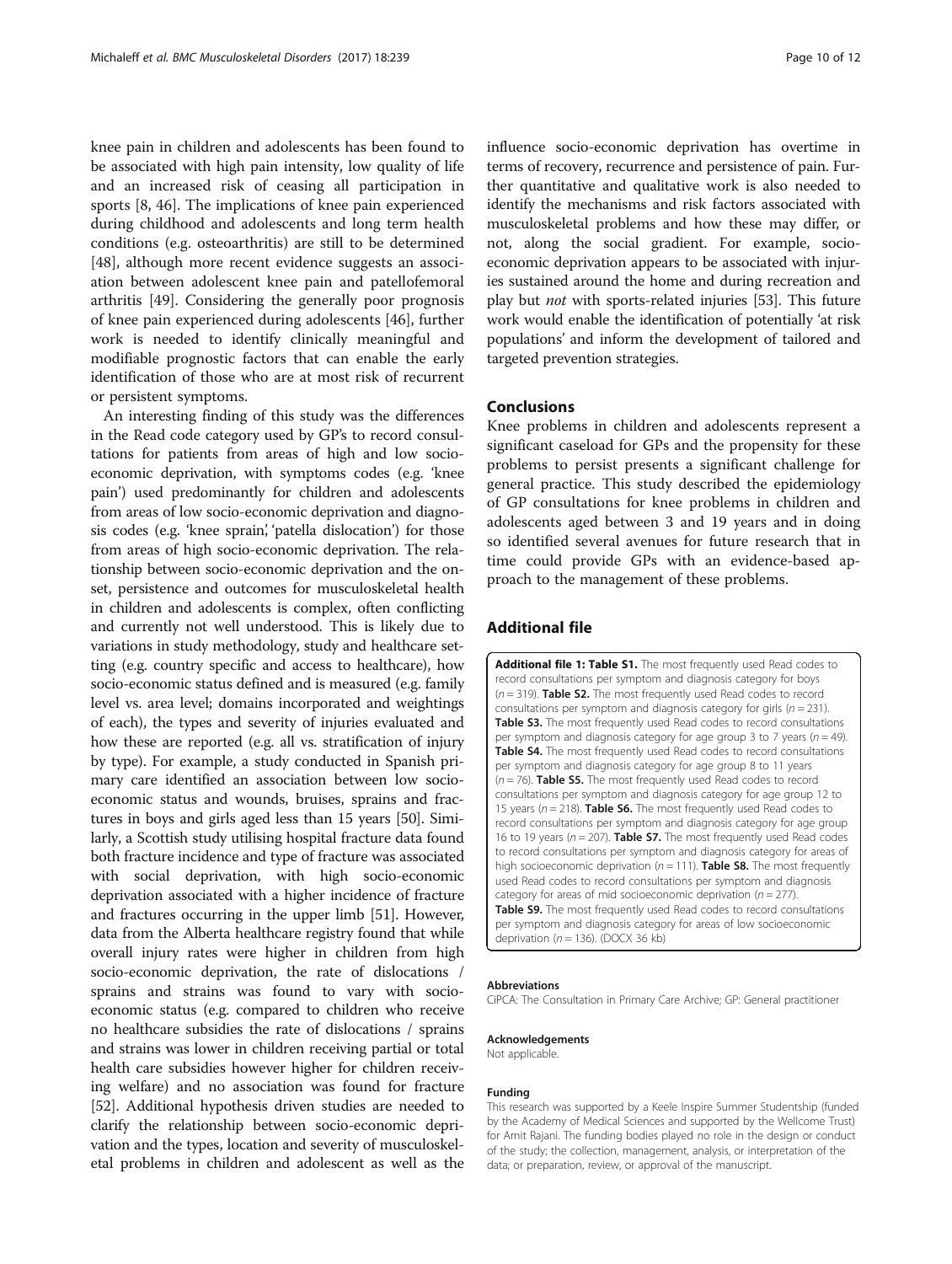knee pain in children and adolescents has been found to be associated with high pain intensity, low quality of life and an increased risk of ceasing all participation in sports [8, 46]. The implications of knee pain experienced during childhood and adolescents and long term health conditions (e.g. osteoarthritis) are still to be determined [48], although more recent evidence suggests an association between adolescent knee pain and patellofemoral arthritis [49]. Considering the generally poor prognosis of knee pain experienced during adolescents [46], further work is needed to identify clinically meaningful and modifiable prognostic factors that can enable the early identification of those who are at most risk of recurrent or persistent symptoms.

An interesting finding of this study was the differences in the Read code category used by GP's to record consultations for patients from areas of high and low socio-economic deprivation, with symptoms codes (e.g. 'knee pain') used predominantly for children and adolescents from areas of low socio-economic deprivation and diagnosis codes (e.g. 'knee sprain', 'patella dislocation') for those from areas of high socio-economic deprivation. The relationship between socio-economic deprivation and the onset, persistence and outcomes for musculoskeletal health in children and adolescents is complex, often conflicting and currently not well understood. This is likely due to variations in study methodology, study and healthcare setting (e.g. country specific and access to healthcare), how socio-economic status defined and is measured (e.g. family level vs. area level; domains incorporated and weightings of each), the types and severity of injuries evaluated and how these are reported (e.g. all vs. stratification of injury by type). For example, a study conducted in Spanish primary care identified an association between low socio-economic status and wounds, bruises, sprains and fractures in boys and girls aged less than 15 years [50]. Similarly, a Scottish study utilising hospital fracture data found both fracture incidence and type of fracture was associated with social deprivation, with high socio-economic deprivation associated with a higher incidence of fracture and fractures occurring in the upper limb [51]. However, data from the Alberta healthcare registry found that while overall injury rates were higher in children from high socio-economic deprivation, the rate of dislocations / sprains and strains was found to vary with socio-economic status (e.g. compared to children who receive no healthcare subsidies the rate of dislocations / sprains and strains was lower in children receiving partial or total health care subsidies however higher for children receiving welfare) and no association was found for fracture [52]. Additional hypothesis driven studies are needed to clarify the relationship between socio-economic deprivation and the types, location and severity of musculoskeletal problems in children and adolescent as well as the influence socio-economic deprivation has overtime in terms of recovery, recurrence and persistence of pain. Further quantitative and qualitative work is also needed to identify the mechanisms and risk factors associated with musculoskeletal problems and how these may differ, or not, along the social gradient. For example, socio-economic deprivation appears to be associated with injuries sustained around the home and during recreation and play but *not* with sports-related injuries [53]. This future work would enable the identification of potentially 'at risk populations' and inform the development of tailored and targeted prevention strategies.

## Conclusions

Knee problems in children and adolescents represent a significant caseload for GPs and the propensity for these problems to persist presents a significant challenge for general practice. This study described the epidemiology of GP consultations for knee problems in children and adolescents aged between 3 and 19 years and in doing so identified several avenues for future research that in time could provide GPs with an evidence-based approach to the management of these problems.

## Additional file

**Additional file 1: Table S1.** The most frequently used Read codes to record consultations per symptom and diagnosis category for boys ($n = 319$). **Table S2.** The most frequently used Read codes to record consultations per symptom and diagnosis category for girls ($n = 231$). **Table S3.** The most frequently used Read codes to record consultations per symptom and diagnosis category for age group 3 to 7 years ($n = 49$). **Table S4.** The most frequently used Read codes to record consultations per symptom and diagnosis category for age group 8 to 11 years ($n = 76$). **Table S5.** The most frequently used Read codes to record consultations per symptom and diagnosis category for age group 12 to 15 years ($n = 218$). **Table S6.** The most frequently used Read codes to record consultations per symptom and diagnosis category for age group 16 to 19 years ($n = 207$). **Table S7.** The most frequently used Read codes to record consultations per symptom and diagnosis category for areas of high socioeconomic deprivation ($n = 111$). **Table S8.** The most frequently used Read codes to record consultations per symptom and diagnosis category for areas of mid socioeconomic deprivation ($n = 277$). **Table S9.** The most frequently used Read codes to record consultations per symptom and diagnosis category for areas of low socioeconomic deprivation ($n = 136$). (DOCX 36 kb)

#### Abbreviations

CiPCA: The Consultation in Primary Care Archive; GP: General practitioner

#### Acknowledgements

Not applicable.

#### Funding

This research was supported by a Keele Inspire Summer Studentship (funded by the Academy of Medical Sciences and supported by the Wellcome Trust) for Amit Rajani. The funding bodies played no role in the design or conduct of the study; the collection, management, analysis, or interpretation of the data; or preparation, review, or approval of the manuscript.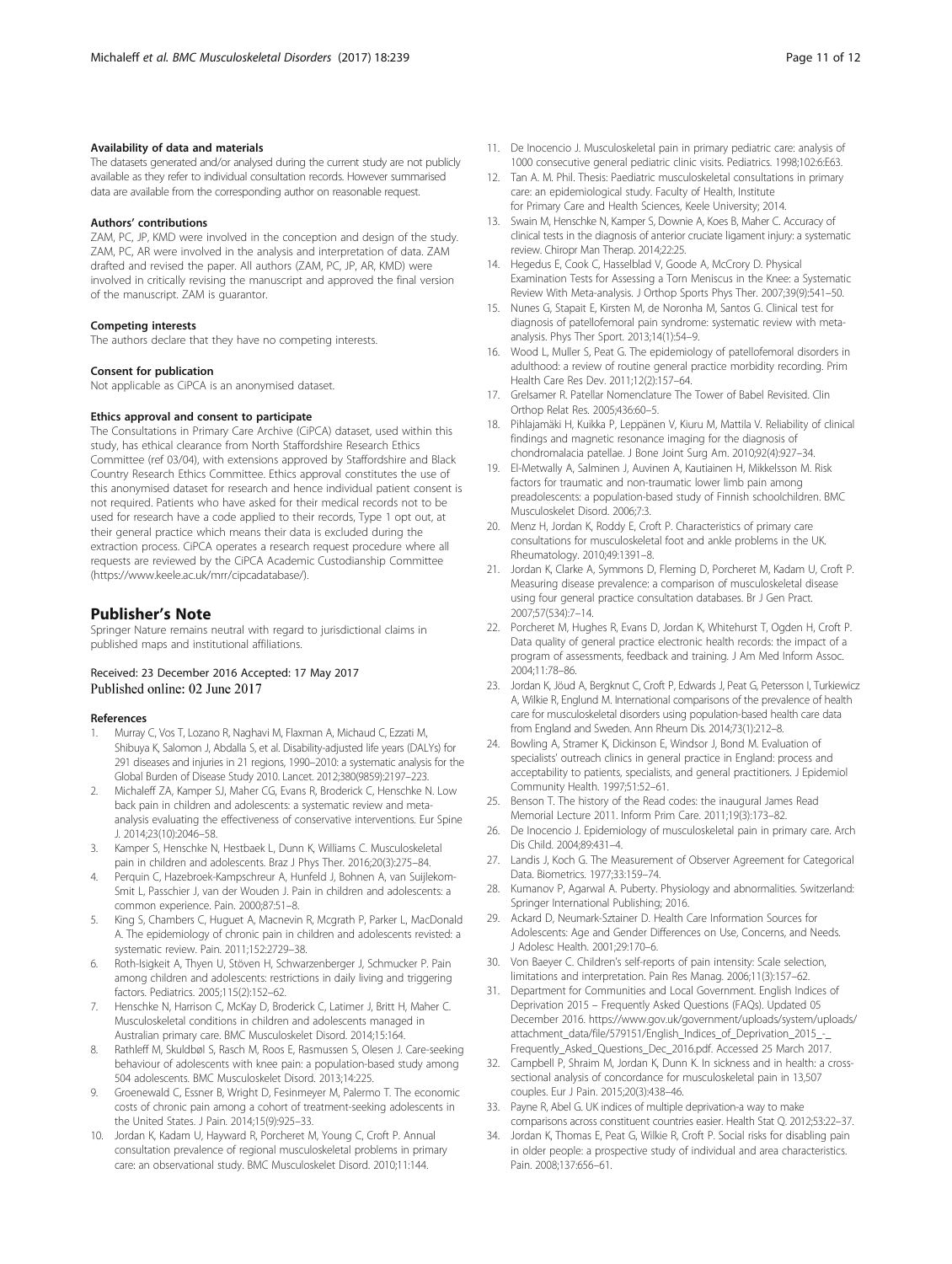#### Availability of data and materials

The datasets generated and/or analysed during the current study are not publicly available as they refer to individual consultation records. However summarised data are available from the corresponding author on reasonable request.

#### Authors' contributions

ZAM, PC, JP, KMD were involved in the conception and design of the study. ZAM, PC, AR were involved in the analysis and interpretation of data. ZAM drafted and revised the paper. All authors (ZAM, PC, JP, AR, KMD) were involved in critically revising the manuscript and approved the final version of the manuscript. ZAM is guarantor.

#### Competing interests

The authors declare that they have no competing interests.

#### Consent for publication

Not applicable as CiPCA is an anonymised dataset.

#### Ethics approval and consent to participate

The Consultations in Primary Care Archive (CiPCA) dataset, used within this study, has ethical clearance from North Staffordshire Research Ethics Committee (ref 03/04), with extensions approved by Staffordshire and Black Country Research Ethics Committee. Ethics approval constitutes the use of this anonymised dataset for research and hence individual patient consent is not required. Patients who have asked for their medical records not to be used for research have a code applied to their records, Type 1 opt out, at their general practice which means their data is excluded during the extraction process. CiPCA operates a research request procedure where all requests are reviewed by the CiPCA Academic Custodianship Committee (https://www.keele.ac.uk/mrr/cipcadatabase/).

## Publisher's Note

Springer Nature remains neutral with regard to jurisdictional claims in published maps and institutional affiliations.

Received: 23 December 2016 Accepted: 17 May 2017
Published online: 02 June 2017

#### References

1. Murray C, Vos T, Lozano R, Naghavi M, Flaxman A, Michaud C, Ezzati M, Shibuya K, Salomon J, Abdalla S, et al. Disability-adjusted life years (DALYs) for 291 diseases and injuries in 21 regions, 1990–2010: a systematic analysis for the Global Burden of Disease Study 2010. Lancet. 2012;380(9859):2197–223.
2. Michaleff ZA, Kamper SJ, Maher CG, Evans R, Broderick C, Henschke N. Low back pain in children and adolescents: a systematic review and meta-analysis evaluating the effectiveness of conservative interventions. Eur Spine J. 2014;23(10):2046–58.
3. Kamper S, Henschke N, Hestbaek L, Dunn K, Williams C. Musculoskeletal pain in children and adolescents. Braz J Phys Ther. 2016;20(3):275–84.
4. Perquin C, Hazebroek-Kampschreur A, Hunfeld J, Bohnen A, van Suijlekom-Smit L, Passchier J, van der Wouden J. Pain in children and adolescents: a common experience. Pain. 2000;87:51–8.
5. King S, Chambers C, Huguet A, Macnevin R, Mcgrath P, Parker L, MacDonald A. The epidemiology of chronic pain in children and adolescents revisted: a systematic review. Pain. 2011;152:2729–38.
6. Roth-Isigkeit A, Thyen U, Stöven H, Schwarzenberger J, Schmucker P. Pain among children and adolescents: restrictions in daily living and triggering factors. Pediatrics. 2005;115(2):152–62.
7. Henschke N, Harrison C, McKay D, Broderick C, Latimer J, Britt H, Maher C. Musculoskeletal conditions in children and adolescents managed in Australian primary care. BMC Musculoskelet Disord. 2014;15:164.
8. Rathleff M, Skuldbøl S, Rasch M, Roos E, Rasmussen S, Olesen J. Care-seeking behaviour of adolescents with knee pain: a population-based study among 504 adolescents. BMC Musculoskelet Disord. 2013;14:225.
9. Groenewald C, Essner B, Wright D, Fesinmeyer M, Palermo T. The economic costs of chronic pain among a cohort of treatment-seeking adolescents in the United States. J Pain. 2014;15(9):925–33.
10. Jordan K, Kadam U, Hayward R, Porcheret M, Young C, Croft P. Annual consultation prevalence of regional musculoskeletal problems in primary care: an observational study. BMC Musculoskelet Disord. 2010;11:144.
11. De Inocencio J. Musculoskeletal pain in primary pediatric care: analysis of 1000 consecutive general pediatric clinic visits. Pediatrics. 1998;102:6:E63.
12. Tan A. M. Phil. Thesis: Paediatric musculoskeletal consultations in primary care: an epidemiological study. Faculty of Health, Institute for Primary Care and Health Sciences, Keele University; 2014.
13. Swain M, Henschke N, Kamper S, Downie A, Koes B, Maher C. Accuracy of clinical tests in the diagnosis of anterior cruciate ligament injury: a systematic review. Chiropr Man Therap. 2014;22:25.
14. Hegedus E, Cook C, Hasselblad V, Goode A, McCrory D. Physical Examination Tests for Assessing a Torn Meniscus in the Knee: a Systematic Review With Meta-analysis. J Orthop Sports Phys Ther. 2007;39(9):541–50.
15. Nunes G, Stapait E, Kirsten M, de Noronha M, Santos G. Clinical test for diagnosis of patellofemoral pain syndrome: systematic review with meta-analysis. Phys Ther Sport. 2013;14(1):54–9.
16. Wood L, Muller S, Peat G. The epidemiology of patellofemoral disorders in adulthood: a review of routine general practice morbidity recording. Prim Health Care Res Dev. 2011;12(2):157–64.
17. Grelsamer R. Patellar Nomenclature The Tower of Babel Revisited. Clin Orthop Relat Res. 2005;436:60–5.
18. Pihlajamäki H, Kuikka P, Leppänen V, Kiuru M, Mattila V. Reliability of clinical findings and magnetic resonance imaging for the diagnosis of chondromalacia patellae. J Bone Joint Surg Am. 2010;92(4):927–34.
19. El-Metwally A, Salminen J, Auvinen A, Kautiainen H, Mikkelsson M. Risk factors for traumatic and non-traumatic lower limb pain among preadolescents: a population-based study of Finnish schoolchildren. BMC Musculoskelet Disord. 2006;7:3.
20. Menz H, Jordan K, Roddy E, Croft P. Characteristics of primary care consultations for musculoskeletal foot and ankle problems in the UK. Rheumatology. 2010;49:1391–8.
21. Jordan K, Clarke A, Symmons D, Fleming D, Porcheret M, Kadam U, Croft P. Measuring disease prevalence: a comparison of musculoskeletal disease using four general practice consultation databases. Br J Gen Pract. 2007;57(534):7–14.
22. Porcheret M, Hughes R, Evans D, Jordan K, Whitehurst T, Ogden H, Croft P. Data quality of general practice electronic health records: the impact of a program of assessments, feedback and training. J Am Med Inform Assoc. 2004;11:78–86.
23. Jordan K, Jöud A, Bergknut C, Croft P, Edwards J, Peat G, Petersson I, Turkiewicz A, Wilkie R, Englund M. International comparisons of the prevalence of health care for musculoskeletal disorders using population-based health care data from England and Sweden. Ann Rheum Dis. 2014;73(1):212–8.
24. Bowling A, Stramer K, Dickinson E, Windsor J, Bond M. Evaluation of specialists' outreach clinics in general practice in England: process and acceptability to patients, specialists, and general practitioners. J Epidemiol Community Health. 1997;51:52–61.
25. Benson T. The history of the Read codes: the inaugural James Read Memorial Lecture 2011. Inform Prim Care. 2011;19(3):173–82.
26. De Inocencio J. Epidemiology of musculoskeletal pain in primary care. Arch Dis Child. 2004;89:431–4.
27. Landis J, Koch G. The Measurement of Observer Agreement for Categorical Data. Biometrics. 1977;33:159–74.
28. Kumanov P, Agarwal A. Puberty. Physiology and abnormalities. Switzerland: Springer International Publishing; 2016.
29. Ackard D, Neumark-Sztainer D. Health Care Information Sources for Adolescents: Age and Gender Differences on Use, Concerns, and Needs. J Adolesc Health. 2001;29:170–6.
30. Von Baeyer C. Children's self-reports of pain intensity: Scale selection, limitations and interpretation. Pain Res Manag. 2006;11(3):157–62.
31. Department for Communities and Local Government. English Indices of Deprivation 2015 – Frequently Asked Questions (FAQs). Updated 05 December 2016. https://www.gov.uk/government/uploads/system/uploads/attachment_data/file/579151/English_Indices_of_Deprivation_2015_-_Frequently_Asked_Questions_Dec_2016.pdf. Accessed 25 March 2017.
32. Campbell P, Shraim M, Jordan K, Dunn K. In sickness and in health: a cross-sectional analysis of concordance for musculoskeletal pain in 13,507 couples. Eur J Pain. 2015;20(3):438–46.
33. Payne R, Abel G. UK indices of multiple deprivation-a way to make comparisons across constituent countries easier. Health Stat Q. 2012;53:22–37.
34. Jordan K, Thomas E, Peat G, Wilkie R, Croft P. Social risks for disabling pain in older people: a prospective study of individual and area characteristics. Pain. 2008;137:656–61.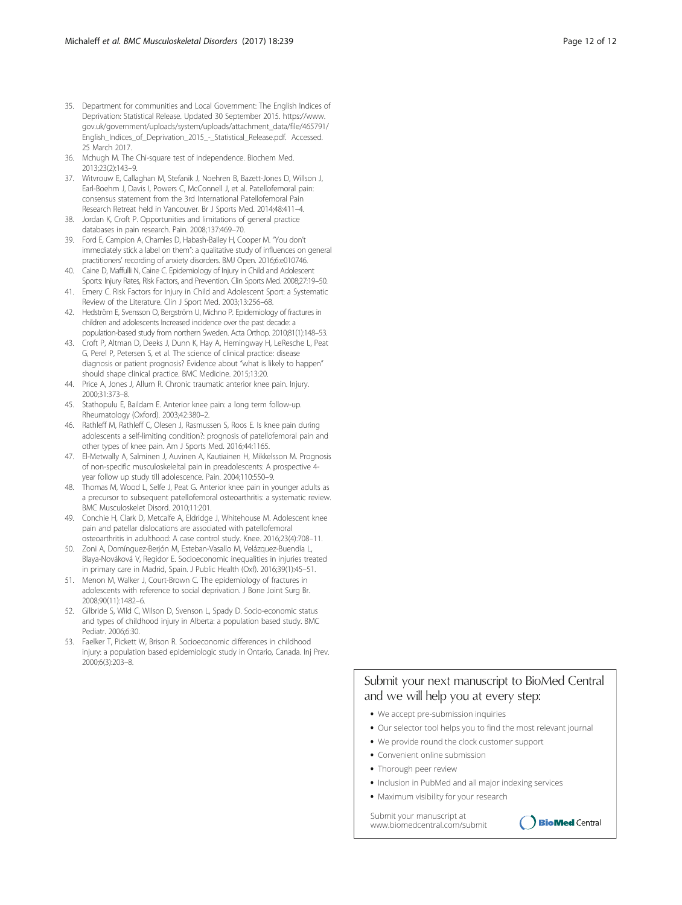35. Department for communities and Local Government: The English Indices of Deprivation: Statistical Release. Updated 30 September 2015. https://www.gov.uk/government/uploads/system/uploads/attachment_data/file/465791/English_Indices_of_Deprivation_2015_-_Statistical_Release.pdf. Accessed. 25 March 2017.
36. Mchugh M. The Chi-square test of independence. Biochem Med. 2013;23(2):143–9.
37. Witvrouw E, Callaghan M, Stefanik J, Noehren B, Bazett-Jones D, Willson J, Earl-Boehm J, Davis I, Powers C, McConnell J, et al. Patellofemoral pain: consensus statement from the 3rd International Patellofemoral Pain Research Retreat held in Vancouver. Br J Sports Med. 2014;48:411–4.
38. Jordan K, Croft P. Opportunities and limitations of general practice databases in pain research. Pain. 2008;137:469–70.
39. Ford E, Campion A, Chamles D, Habash-Bailey H, Cooper M. "You don't immediately stick a label on them": a qualitative study of influences on general practitioners' recording of anxiety disorders. BMJ Open. 2016;6:e010746.
40. Caine D, Maffulli N, Caine C. Epidemiology of Injury in Child and Adolescent Sports: Injury Rates, Risk Factors, and Prevention. Clin Sports Med. 2008;27:19–50.
41. Emery C. Risk Factors for Injury in Child and Adolescent Sport: a Systematic Review of the Literature. Clin J Sport Med. 2003;13:256–68.
42. Hedström E, Svensson O, Bergström U, Michno P. Epidemiology of fractures in children and adolescents Increased incidence over the past decade: a population-based study from northern Sweden. Acta Orthop. 2010;81(1):148–53.
43. Croft P, Altman D, Deeks J, Dunn K, Hay A, Hemingway H, LeResche L, Peat G, Perel P, Petersen S, et al. The science of clinical practice: disease diagnosis or patient prognosis? Evidence about "what is likely to happen" should shape clinical practice. BMC Medicine. 2015;13:20.
44. Price A, Jones J, Allum R. Chronic traumatic anterior knee pain. Injury. 2000;31:373–8.
45. Stathopulu E, Baildam E. Anterior knee pain: a long term follow-up. Rheumatology (Oxford). 2003;42:380–2.
46. Rathleff M, Rathleff C, Olesen J, Rasmussen S, Roos E. Is knee pain during adolescents a self-limiting condition?: prognosis of patellofemoral pain and other types of knee pain. Am J Sports Med. 2016;44:1165.
47. El-Metwally A, Salminen J, Auvinen A, Kautiainen H, Mikkelsson M. Prognosis of non-specific musculoskeleltal pain in preadolescents: A prospective 4-year follow up study till adolescence. Pain. 2004;110:550–9.
48. Thomas M, Wood L, Selfe J, Peat G. Anterior knee pain in younger adults as a precursor to subsequent patellofemoral osteoarthritis: a systematic review. BMC Musculoskelet Disord. 2010;11:201.
49. Conchie H, Clark D, Metcalfe A, Eldridge J, Whitehouse M. Adolescent knee pain and patellar dislocations are associated with patellofemoral osteoarthritis in adulthood: A case control study. Knee. 2016;23(4):708–11.
50. Zoni A, Domínguez-Berjón M, Esteban-Vasallo M, Velázquez-Buendía L, Blaya-Nováková V, Regidor E. Socioeconomic inequalities in injuries treated in primary care in Madrid, Spain. J Public Health (Oxf). 2016;39(1):45–51.
51. Menon M, Walker J, Court-Brown C. The epidemiology of fractures in adolescents with reference to social deprivation. J Bone Joint Surg Br. 2008;90(11):1482–6.
52. Gilbride S, Wild C, Wilson D, Svenson L, Spady D. Socio-economic status and types of childhood injury in Alberta: a population based study. BMC Pediatr. 2006;6:30.
53. Faelker T, Pickett W, Brison R. Socioeconomic differences in childhood injury: a population based epidemiologic study in Ontario, Canada. Inj Prev. 2000;6(3):203–8.

Submit your next manuscript to BioMed Central and we will help you at every step:

- We accept pre-submission inquiries
- Our selector tool helps you to find the most relevant journal
- We provide round the clock customer support
- Convenient online submission
- Thorough peer review
- Inclusion in PubMed and all major indexing services
- Maximum visibility for your research

Submit your manuscript at www.biomedcentral.com/submit

BioMed Central